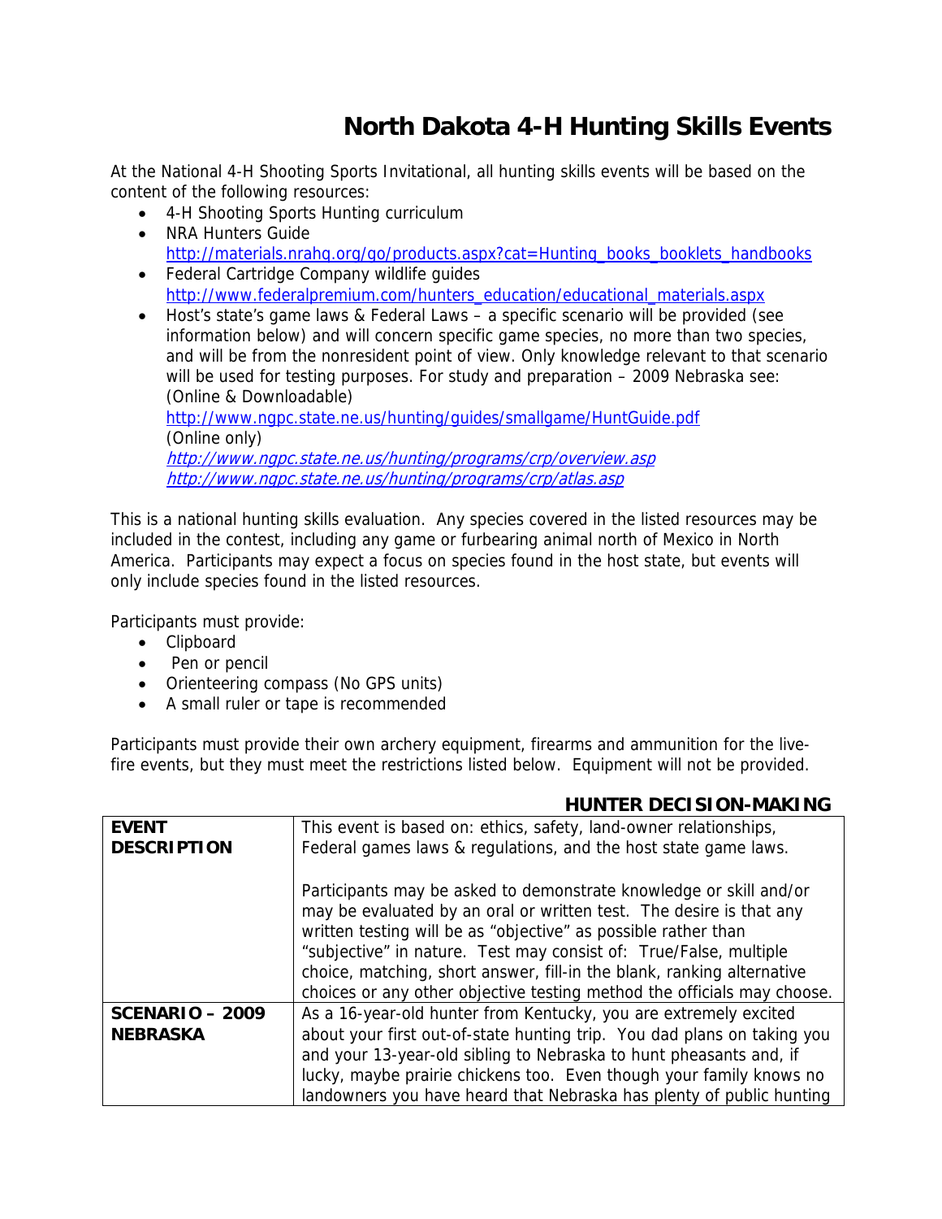# North Dakota 4-H Hunting Skills Events

At the National 4-H Shooting Sports Invitational, all hunting skills events will be based on the content of the following resources:

- 4-H Shooting Sports Hunting curriculum
- NRA Hunters Guide http://materials.nrahq.org/go/products.aspx?cat=Hunting_books_booklets_handbooks
- Federal Cartridge Company wildlife guides http://www.federalpremium.com/hunters_education/educational_materials.aspx
- Host's state's game laws & Federal Laws – a specific scenario will be provided (see information below) and will concern specific game species, no more than two species, and will be from the nonresident point of view. Only knowledge relevant to that scenario will be used for testing purposes. For study and preparation – 2009 Nebraska see: (Online & Downloadable) http://www.ngpc.state.ne.us/hunting/guides/smallgame/HuntGuide.pdf (Online only) *http://www.ngpc.state.ne.us/hunting/programs/crp/overview.asp* *http://www.ngpc.state.ne.us/hunting/programs/crp/atlas.asp*

This is a national hunting skills evaluation. Any species covered in the listed resources may be included in the contest, including any game or furbearing animal north of Mexico in North America. Participants may expect a focus on species found in the host state, but events will only include species found in the listed resources.

Participants must provide:

- Clipboard
- Pen or pencil
- Orienteering compass (No GPS units)
- A small ruler or tape is recommended

Participants must provide their own archery equipment, firearms and ammunition for the live-fire events, but they must meet the restrictions listed below. Equipment will not be provided.

## HUNTER DECISION-MAKING

| | |
|---|---|
| **EVENT DESCRIPTION** | This event is based on: ethics, safety, land-owner relationships, Federal games laws & regulations, and the host state game laws.<br><br>Participants may be asked to demonstrate knowledge or skill and/or may be evaluated by an oral or written test. The desire is that any written testing will be as "objective" as possible rather than "subjective" in nature. Test may consist of: True/False, multiple choice, matching, short answer, fill-in the blank, ranking alternative choices or any other objective testing method the officials may choose. |
| **SCENARIO – 2009 NEBRASKA** | As a 16-year-old hunter from Kentucky, you are extremely excited about your first out-of-state hunting trip. You dad plans on taking you and your 13-year-old sibling to Nebraska to hunt pheasants and, if lucky, maybe prairie chickens too. Even though your family knows no landowners you have heard that Nebraska has plenty of public hunting |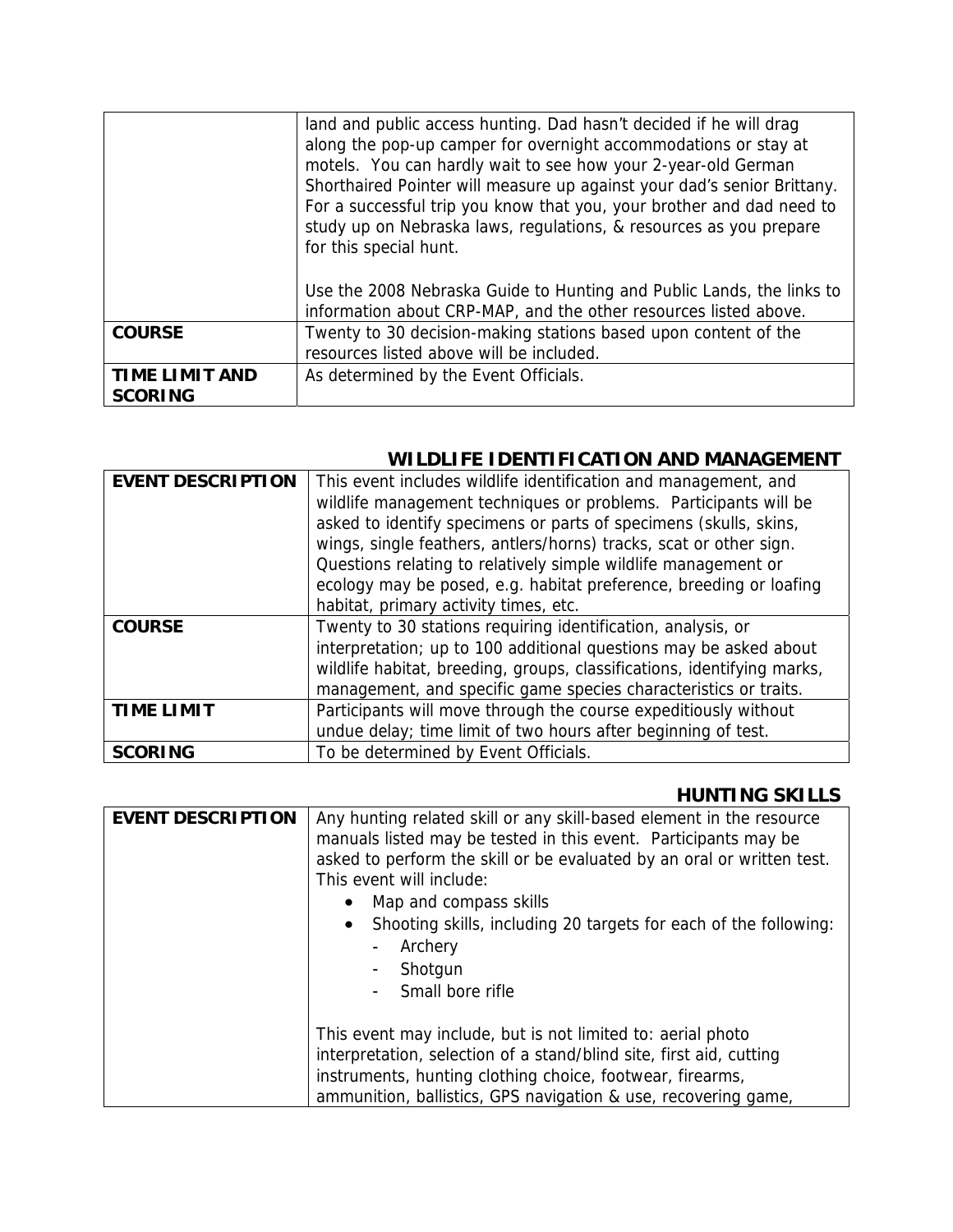| | |
|---|---|
| | land and public access hunting. Dad hasn't decided if he will drag along the pop-up camper for overnight accommodations or stay at motels. You can hardly wait to see how your 2-year-old German Shorthaired Pointer will measure up against your dad's senior Brittany. For a successful trip you know that you, your brother and dad need to study up on Nebraska laws, regulations, & resources as you prepare for this special hunt.<br><br>Use the 2008 Nebraska Guide to Hunting and Public Lands, the links to information about CRP-MAP, and the other resources listed above. |
| **COURSE** | Twenty to 30 decision-making stations based upon content of the resources listed above will be included. |
| **TIME LIMIT AND SCORING** | As determined by the Event Officials. |

## WILDLIFE IDENTIFICATION AND MANAGEMENT

| | |
|---|---|
| **EVENT DESCRIPTION** | This event includes wildlife identification and management, and wildlife management techniques or problems. Participants will be asked to identify specimens or parts of specimens (skulls, skins, wings, single feathers, antlers/horns) tracks, scat or other sign. Questions relating to relatively simple wildlife management or ecology may be posed, e.g. habitat preference, breeding or loafing habitat, primary activity times, etc. |
| **COURSE** | Twenty to 30 stations requiring identification, analysis, or interpretation; up to 100 additional questions may be asked about wildlife habitat, breeding, groups, classifications, identifying marks, management, and specific game species characteristics or traits. |
| **TIME LIMIT** | Participants will move through the course expeditiously without undue delay; time limit of two hours after beginning of test. |
| **SCORING** | To be determined by Event Officials. |

## HUNTING SKILLS

| | |
|---|---|
| **EVENT DESCRIPTION** | Any hunting related skill or any skill-based element in the resource manuals listed may be tested in this event. Participants may be asked to perform the skill or be evaluated by an oral or written test. This event will include:<br>• Map and compass skills<br>• Shooting skills, including 20 targets for each of the following:<br>&nbsp;&nbsp;- Archery<br>&nbsp;&nbsp;- Shotgun<br>&nbsp;&nbsp;- Small bore rifle<br><br>This event may include, but is not limited to: aerial photo interpretation, selection of a stand/blind site, first aid, cutting instruments, hunting clothing choice, footwear, firearms, ammunition, ballistics, GPS navigation & use, recovering game, |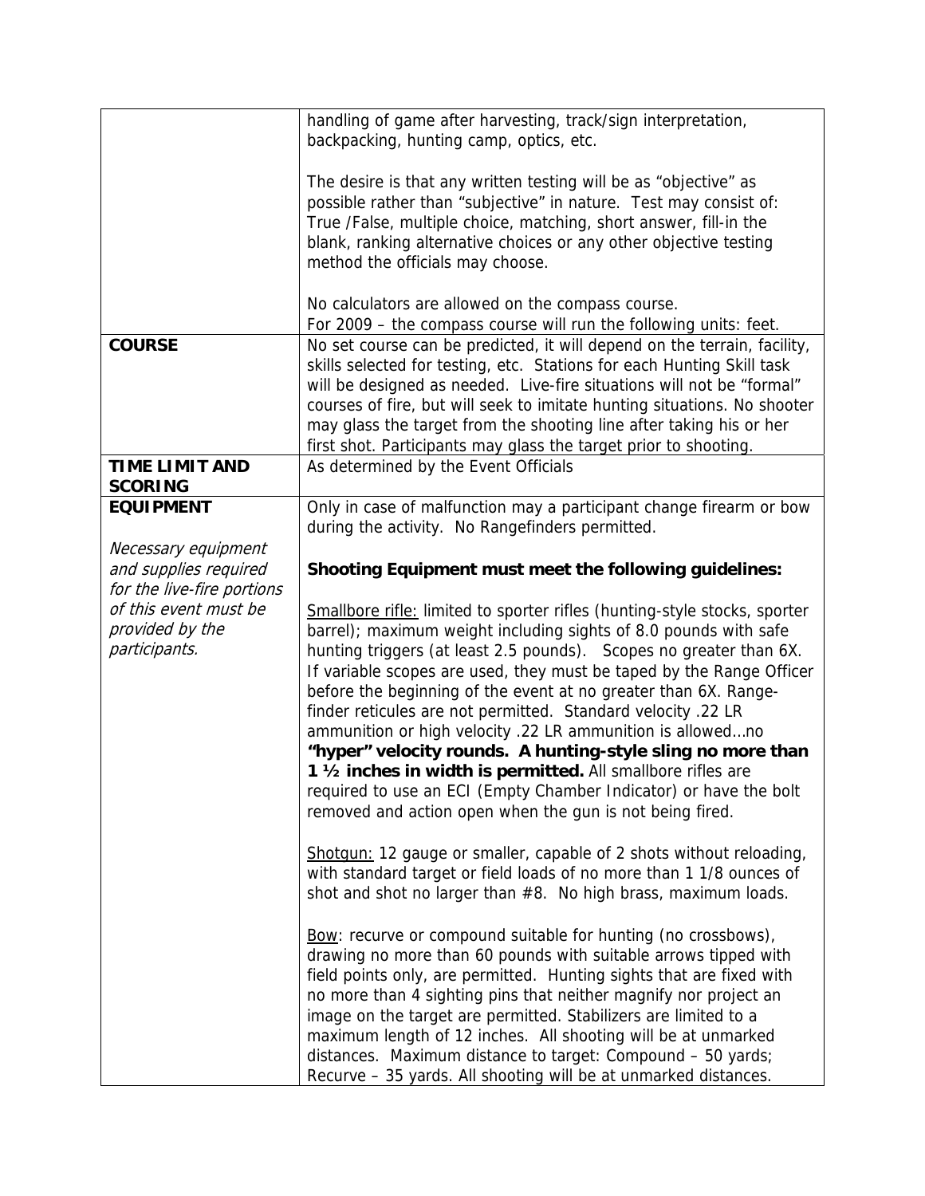| | |
|---|---|
| | handling of game after harvesting, track/sign interpretation, backpacking, hunting camp, optics, etc.<br><br>The desire is that any written testing will be as "objective" as possible rather than "subjective" in nature. Test may consist of: True /False, multiple choice, matching, short answer, fill-in the blank, ranking alternative choices or any other objective testing method the officials may choose.<br><br>No calculators are allowed on the compass course.<br>For 2009 – the compass course will run the following units: feet. |
| **COURSE** | No set course can be predicted, it will depend on the terrain, facility, skills selected for testing, etc. Stations for each Hunting Skill task will be designed as needed. Live-fire situations will not be "formal" courses of fire, but will seek to imitate hunting situations. No shooter may glass the target from the shooting line after taking his or her first shot. Participants may glass the target prior to shooting. |
| **TIME LIMIT AND SCORING** | As determined by the Event Officials |
| **EQUIPMENT**<br><br>*Necessary equipment and supplies required for the live-fire portions of this event must be provided by the participants.* | Only in case of malfunction may a participant change firearm or bow during the activity. No Rangefinders permitted.<br><br>**Shooting Equipment must meet the following guidelines:**<br><br><u>Smallbore rifle:</u> limited to sporter rifles (hunting-style stocks, sporter barrel); maximum weight including sights of 8.0 pounds with safe hunting triggers (at least 2.5 pounds). Scopes no greater than 6X. If variable scopes are used, they must be taped by the Range Officer before the beginning of the event at no greater than 6X. Range-finder reticules are not permitted. Standard velocity .22 LR ammunition or high velocity .22 LR ammunition is allowed…no **"hyper" velocity rounds. A hunting-style sling no more than 1 ½ inches in width is permitted.** All smallbore rifles are required to use an ECI (Empty Chamber Indicator) or have the bolt removed and action open when the gun is not being fired.<br><br><u>Shotgun:</u> 12 gauge or smaller, capable of 2 shots without reloading, with standard target or field loads of no more than 1 1/8 ounces of shot and shot no larger than #8. No high brass, maximum loads.<br><br><u>Bow</u>: recurve or compound suitable for hunting (no crossbows), drawing no more than 60 pounds with suitable arrows tipped with field points only, are permitted. Hunting sights that are fixed with no more than 4 sighting pins that neither magnify nor project an image on the target are permitted. Stabilizers are limited to a maximum length of 12 inches. All shooting will be at unmarked distances. Maximum distance to target: Compound – 50 yards; Recurve – 35 yards. All shooting will be at unmarked distances. |